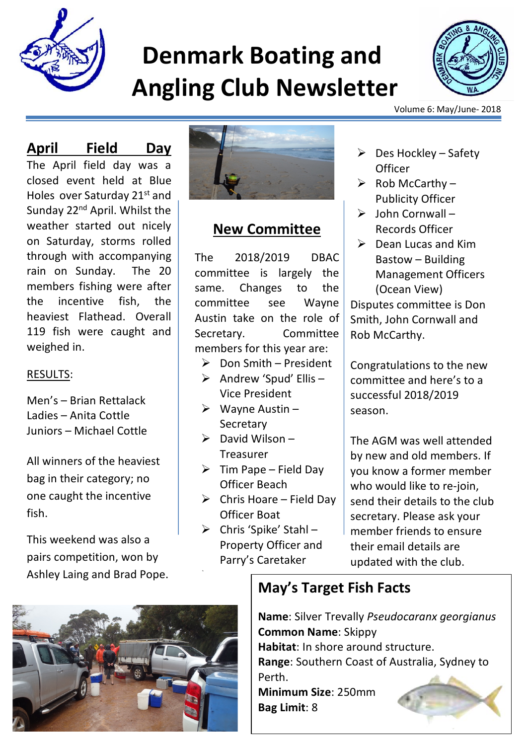# Denmark Boating and Angling Club Newsletter

Volume 6: May/June- 2018

## April Field Day

The April field day was a closed event held at Blue Holes over Saturday 21st and Sunday 22nd April. Whilst the weather started out nicely on Saturday, storms rolled through with accompanying rain on Sunday. The 20 members fishing were after the incentive fish, the heaviest Flathead. Overall 119 fish were caught and weighed in.

RESULTS:

Men's – Brian Rettalack
Ladies – Anita Cottle
Juniors – Michael Cottle

All winners of the heaviest bag in their category; no one caught the incentive fish.

This weekend was also a pairs competition, won by Ashley Laing and Brad Pope.

## New Committee

The 2018/2019 DBAC committee is largely the same. Changes to the committee see Wayne Austin take on the role of Secretary. Committee members for this year are:

- Don Smith – President
- Andrew 'Spud' Ellis – Vice President
- Wayne Austin – Secretary
- David Wilson – Treasurer
- Tim Pape – Field Day Officer Beach
- Chris Hoare – Field Day Officer Boat
- Chris 'Spike' Stahl – Property Officer and Parry's Caretaker
- Des Hockley – Safety Officer
- Rob McCarthy – Publicity Officer
- John Cornwall – Records Officer
- Dean Lucas and Kim Bastow – Building Management Officers (Ocean View)

Disputes committee is Don Smith, John Cornwall and Rob McCarthy.

Congratulations to the new committee and here's to a successful 2018/2019 season.

The AGM was well attended by new and old members. If you know a former member who would like to re-join, send their details to the club secretary. Please ask your member friends to ensure their email details are updated with the club.

## May's Target Fish Facts

**Name**: Silver Trevally *Pseudocaranx georgianus*
**Common Name**: Skippy
**Habitat**: In shore around structure.
**Range**: Southern Coast of Australia, Sydney to Perth.
**Minimum Size**: 250mm
**Bag Limit**: 8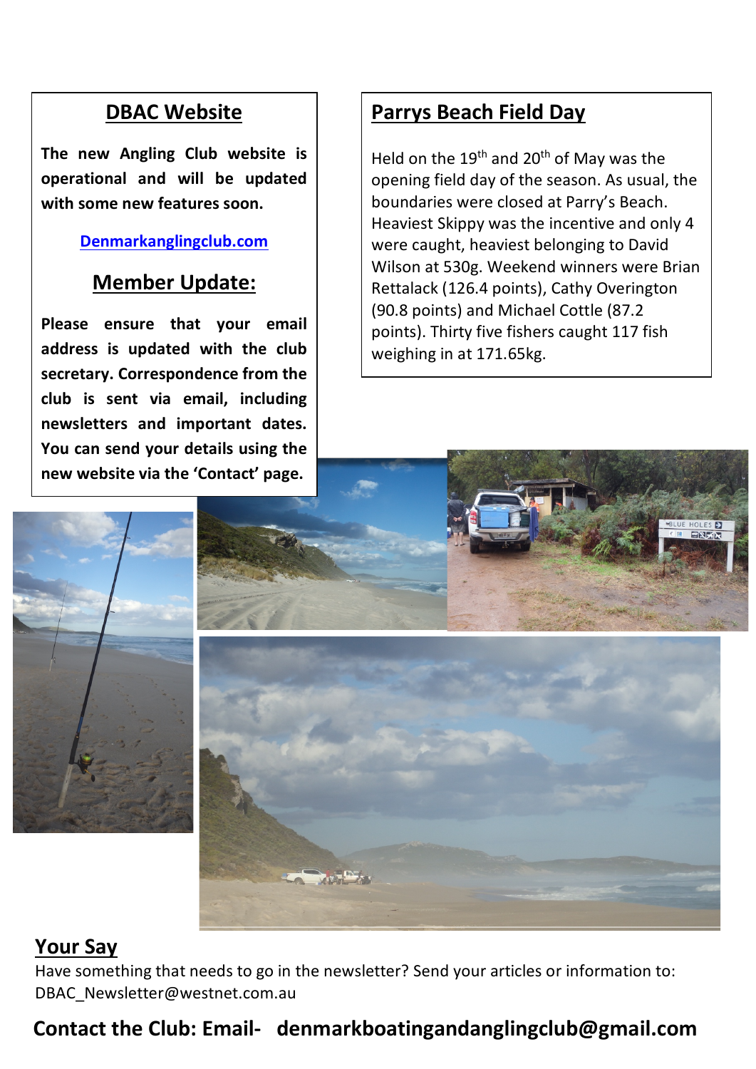## DBAC Website

**The new Angling Club website is operational and will be updated with some new features soon.**

[Denmarkanglingclub.com](http://Denmarkanglingclub.com)

## Member Update:

**Please ensure that your email address is updated with the club secretary. Correspondence from the club is sent via email, including newsletters and important dates. You can send your details using the new website via the 'Contact' page.**

## Parrys Beach Field Day

Held on the 19th and 20th of May was the opening field day of the season. As usual, the boundaries were closed at Parry's Beach. Heaviest Skippy was the incentive and only 4 were caught, heaviest belonging to David Wilson at 530g. Weekend winners were Brian Rettalack (126.4 points), Cathy Overington (90.8 points) and Michael Cottle (87.2 points). Thirty five fishers caught 117 fish weighing in at 171.65kg.

## Your Say

Have something that needs to go in the newsletter? Send your articles or information to: DBAC_Newsletter@westnet.com.au

**Contact the Club: Email- denmarkboatingandanglingclub@gmail.com**